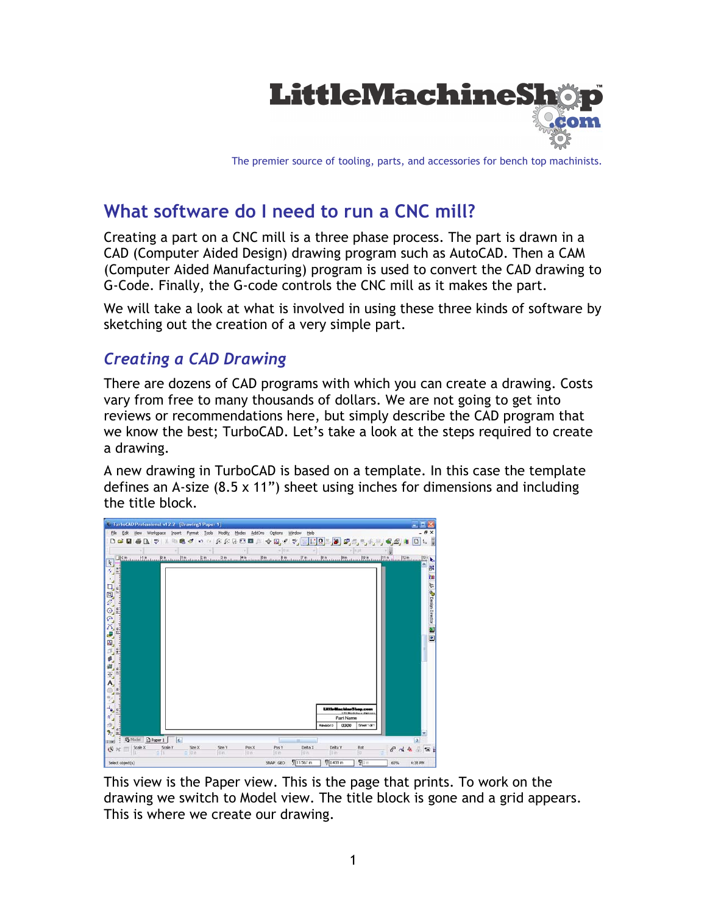The premier source of tooling, parts, and accessories for bench top machinists.

# What software do I need to run a CNC mill?

Creating a part on a CNC mill is a three phase process. The part is drawn in a CAD (Computer Aided Design) drawing program such as AutoCAD. Then a CAM (Computer Aided Manufacturing) program is used to convert the CAD drawing to G-Code. Finally, the G-code controls the CNC mill as it makes the part.

We will take a look at what is involved in using these three kinds of software by sketching out the creation of a very simple part.

## *Creating a CAD Drawing*

There are dozens of CAD programs with which you can create a drawing. Costs vary from free to many thousands of dollars. We are not going to get into reviews or recommendations here, but simply describe the CAD program that we know the best; TurboCAD. Let's take a look at the steps required to create a drawing.

A new drawing in TurboCAD is based on a template. In this case the template defines an A-size (8.5 x 11") sheet using inches for dimensions and including the title block.

This view is the Paper view. This is the page that prints. To work on the drawing we switch to Model view. The title block is gone and a grid appears. This is where we create our drawing.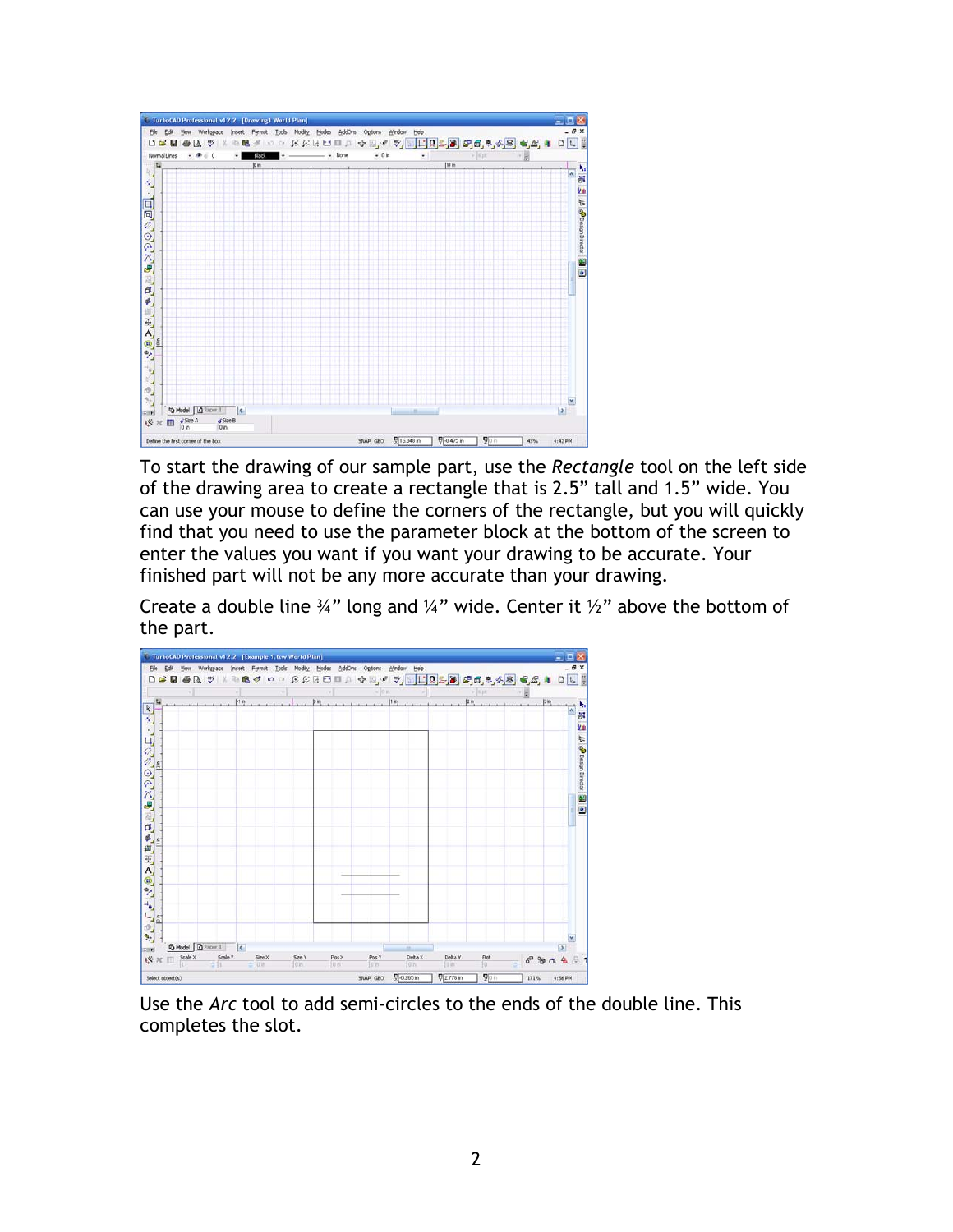To start the drawing of our sample part, use the *Rectangle* tool on the left side of the drawing area to create a rectangle that is 2.5” tall and 1.5” wide. You can use your mouse to define the corners of the rectangle, but you will quickly find that you need to use the parameter block at the bottom of the screen to enter the values you want if you want your drawing to be accurate. Your finished part will not be any more accurate than your drawing.

Create a double line ¾” long and ¼” wide. Center it ½” above the bottom of the part.

Use the *Arc* tool to add semi-circles to the ends of the double line. This completes the slot.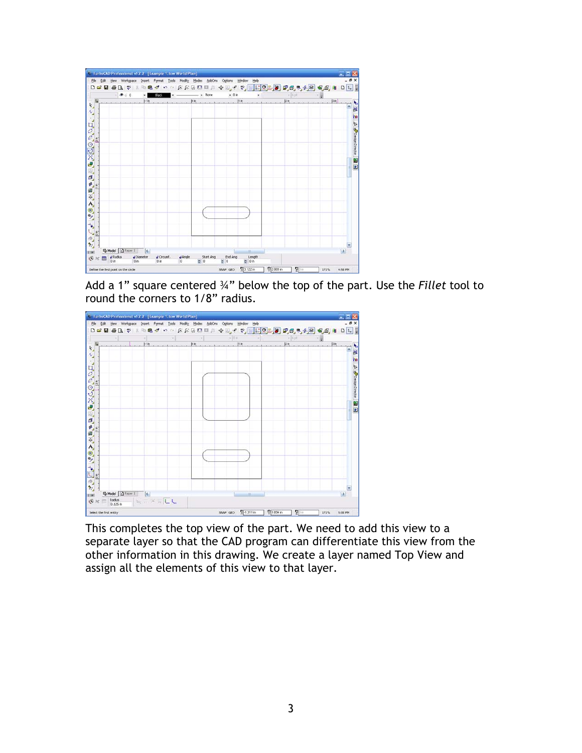Add a 1” square centered ¾” below the top of the part. Use the *Fillet* tool to round the corners to 1/8” radius.

This completes the top view of the part. We need to add this view to a separate layer so that the CAD program can differentiate this view from the other information in this drawing. We create a layer named Top View and assign all the elements of this view to that layer.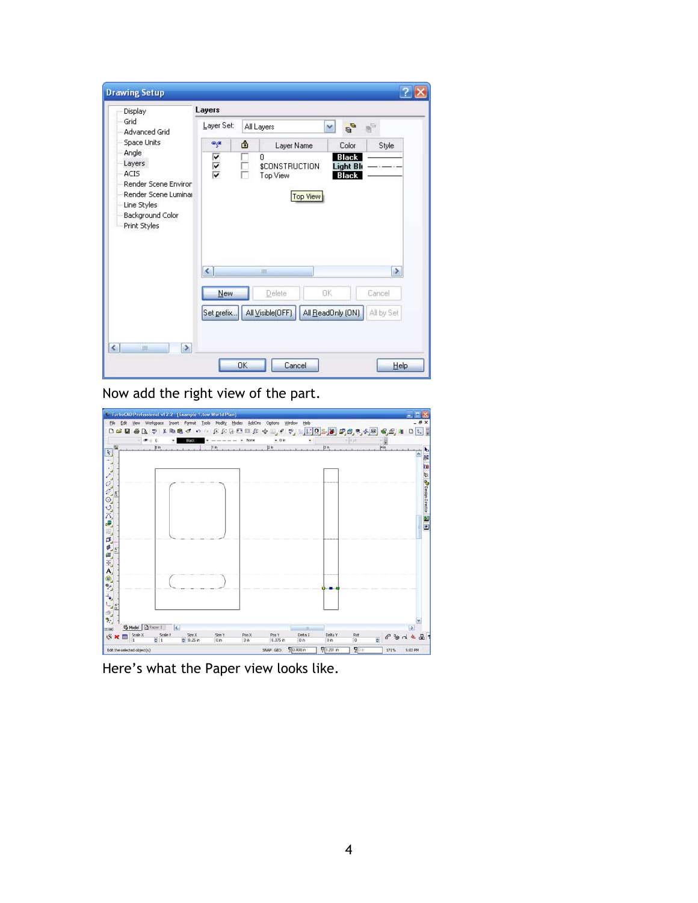Now add the right view of the part.

Here's what the Paper view looks like.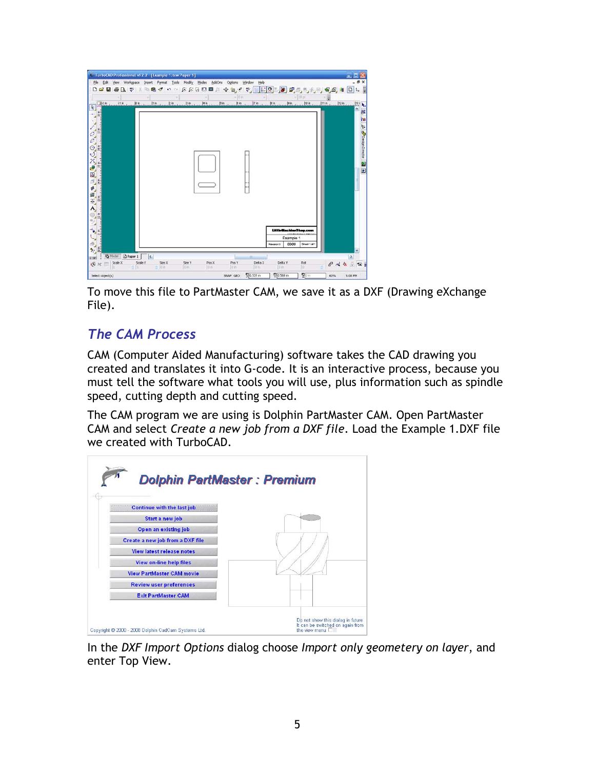To move this file to PartMaster CAM, we save it as a DXF (Drawing eXchange File).

## *The CAM Process*

CAM (Computer Aided Manufacturing) software takes the CAD drawing you created and translates it into G-code. It is an interactive process, because you must tell the software what tools you will use, plus information such as spindle speed, cutting depth and cutting speed.

The CAM program we are using is Dolphin PartMaster CAM. Open PartMaster CAM and select *Create a new job from a DXF file*. Load the Example 1.DXF file we created with TurboCAD.

In the *DXF Import Options* dialog choose *Import only geometery on layer*, and enter Top View.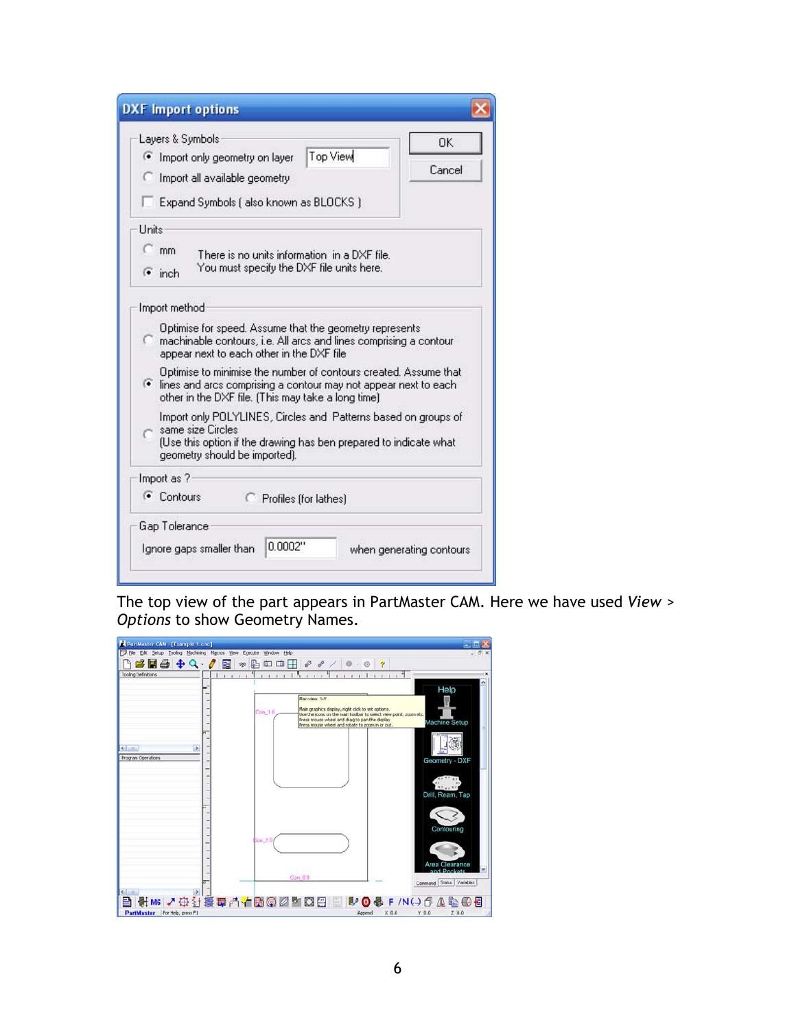The top view of the part appears in PartMaster CAM. Here we have used *View > Options* to show Geometry Names.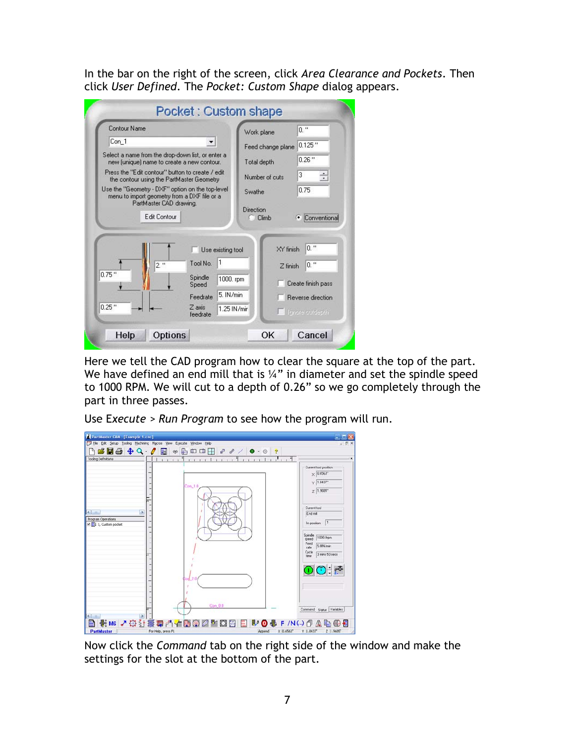In the bar on the right of the screen, click *Area Clearance and Pockets*. Then click *User Defined*. The *Pocket: Custom Shape* dialog appears.

Here we tell the CAD program how to clear the square at the top of the part. We have defined an end mill that is ¼" in diameter and set the spindle speed to 1000 RPM. We will cut to a depth of 0.26" so we go completely through the part in three passes.

Use Execute > *Run Program* to see how the program will run.

Now click the *Command* tab on the right side of the window and make the settings for the slot at the bottom of the part.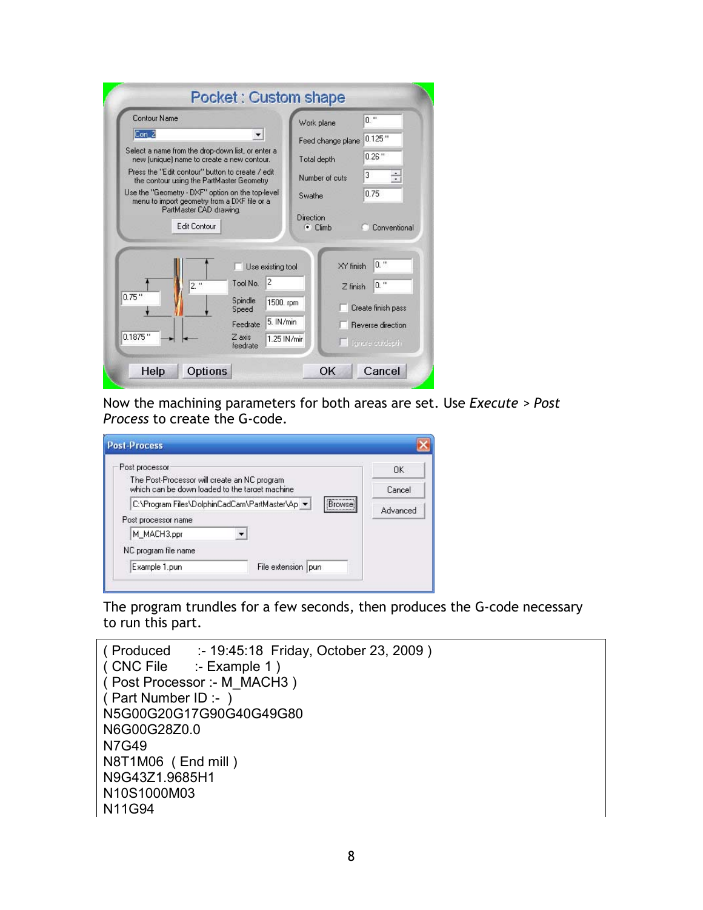Now the machining parameters for both areas are set. Use *Execute* > *Post Process* to create the G-code.

The program trundles for a few seconds, then produces the G-code necessary to run this part.

```
( Produced      :- 19:45:18  Friday, October 23, 2009 )
( CNC File      :- Example 1 )
( Post Processor :- M_MACH3 )
( Part Number ID :-  )
N5G00G20G17G90G40G49G80
N6G00G28Z0.0
N7G49
N8T1M06  ( End mill )
N9G43Z1.9685H1
N10S1000M03
N11G94
```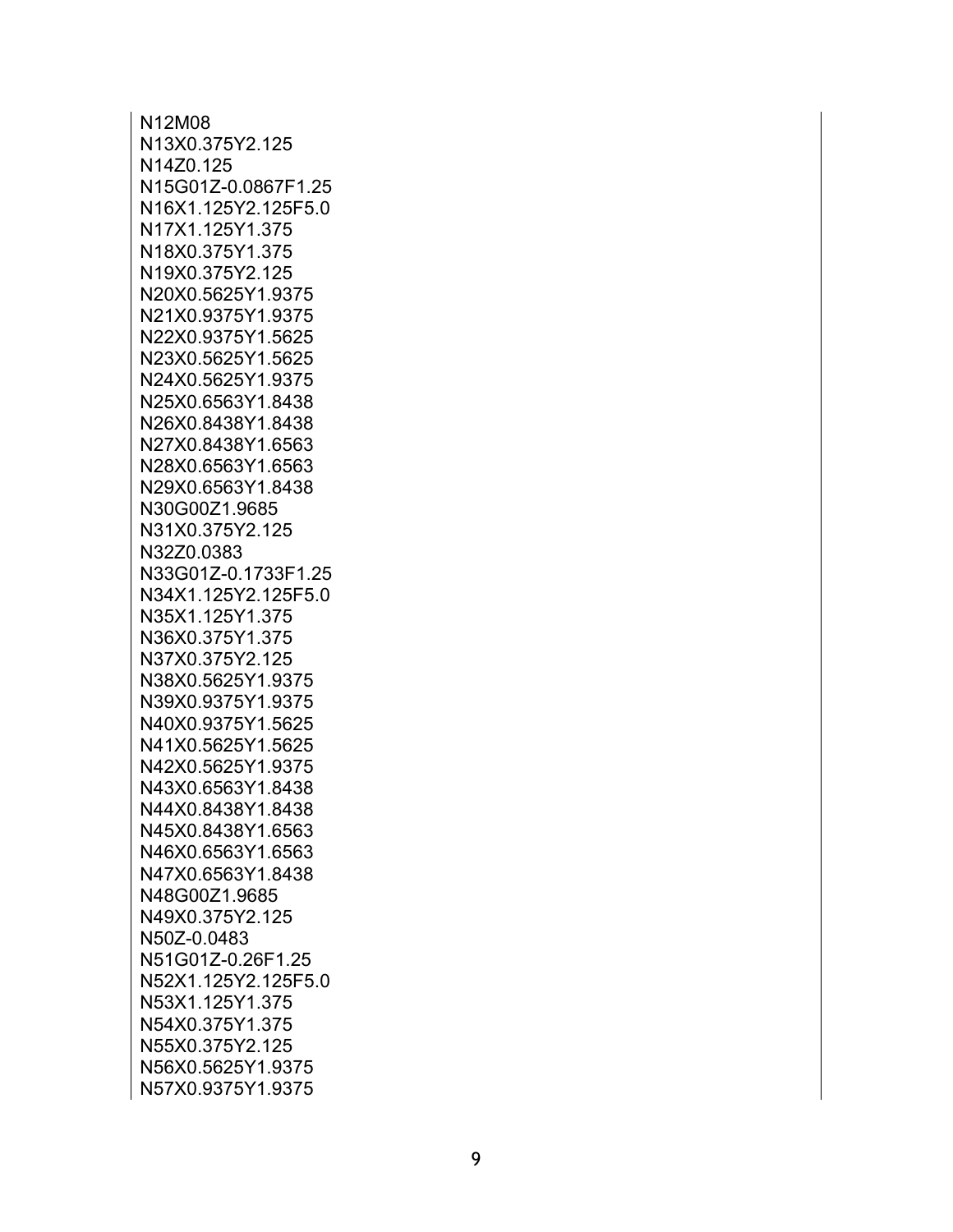```
N12M08
N13X0.375Y2.125
N14Z0.125
N15G01Z-0.0867F1.25
N16X1.125Y2.125F5.0
N17X1.125Y1.375
N18X0.375Y1.375
N19X0.375Y2.125
N20X0.5625Y1.9375
N21X0.9375Y1.9375
N22X0.9375Y1.5625
N23X0.5625Y1.5625
N24X0.5625Y1.9375
N25X0.6563Y1.8438
N26X0.8438Y1.8438
N27X0.8438Y1.6563
N28X0.6563Y1.6563
N29X0.6563Y1.8438
N30G00Z1.9685
N31X0.375Y2.125
N32Z0.0383
N33G01Z-0.1733F1.25
N34X1.125Y2.125F5.0
N35X1.125Y1.375
N36X0.375Y1.375
N37X0.375Y2.125
N38X0.5625Y1.9375
N39X0.9375Y1.9375
N40X0.9375Y1.5625
N41X0.5625Y1.5625
N42X0.5625Y1.9375
N43X0.6563Y1.8438
N44X0.8438Y1.8438
N45X0.8438Y1.6563
N46X0.6563Y1.6563
N47X0.6563Y1.8438
N48G00Z1.9685
N49X0.375Y2.125
N50Z-0.0483
N51G01Z-0.26F1.25
N52X1.125Y2.125F5.0
N53X1.125Y1.375
N54X0.375Y1.375
N55X0.375Y2.125
N56X0.5625Y1.9375
N57X0.9375Y1.9375
```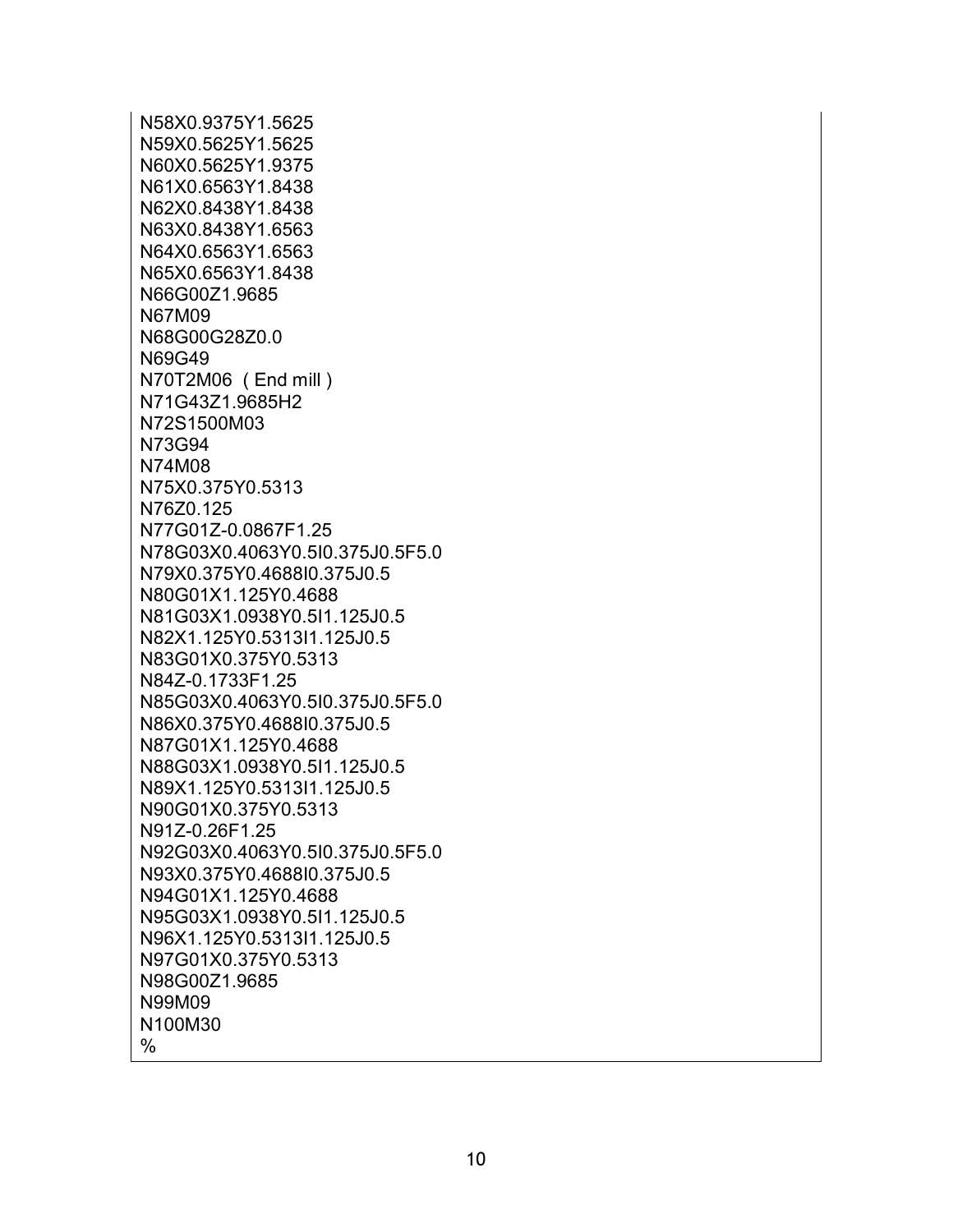```
N58X0.9375Y1.5625
N59X0.5625Y1.5625
N60X0.5625Y1.9375
N61X0.6563Y1.8438
N62X0.8438Y1.8438
N63X0.8438Y1.6563
N64X0.6563Y1.6563
N65X0.6563Y1.8438
N66G00Z1.9685
N67M09
N68G00G28Z0.0
N69G49
N70T2M06  ( End mill )
N71G43Z1.9685H2
N72S1500M03
N73G94
N74M08
N75X0.375Y0.5313
N76Z0.125
N77G01Z-0.0867F1.25
N78G03X0.4063Y0.5I0.375J0.5F5.0
N79X0.375Y0.4688I0.375J0.5
N80G01X1.125Y0.4688
N81G03X1.0938Y0.5I1.125J0.5
N82X1.125Y0.5313I1.125J0.5
N83G01X0.375Y0.5313
N84Z-0.1733F1.25
N85G03X0.4063Y0.5I0.375J0.5F5.0
N86X0.375Y0.4688I0.375J0.5
N87G01X1.125Y0.4688
N88G03X1.0938Y0.5I1.125J0.5
N89X1.125Y0.5313I1.125J0.5
N90G01X0.375Y0.5313
N91Z-0.26F1.25
N92G03X0.4063Y0.5I0.375J0.5F5.0
N93X0.375Y0.4688I0.375J0.5
N94G01X1.125Y0.4688
N95G03X1.0938Y0.5I1.125J0.5
N96X1.125Y0.5313I1.125J0.5
N97G01X0.375Y0.5313
N98G00Z1.9685
N99M09
N100M30
%
```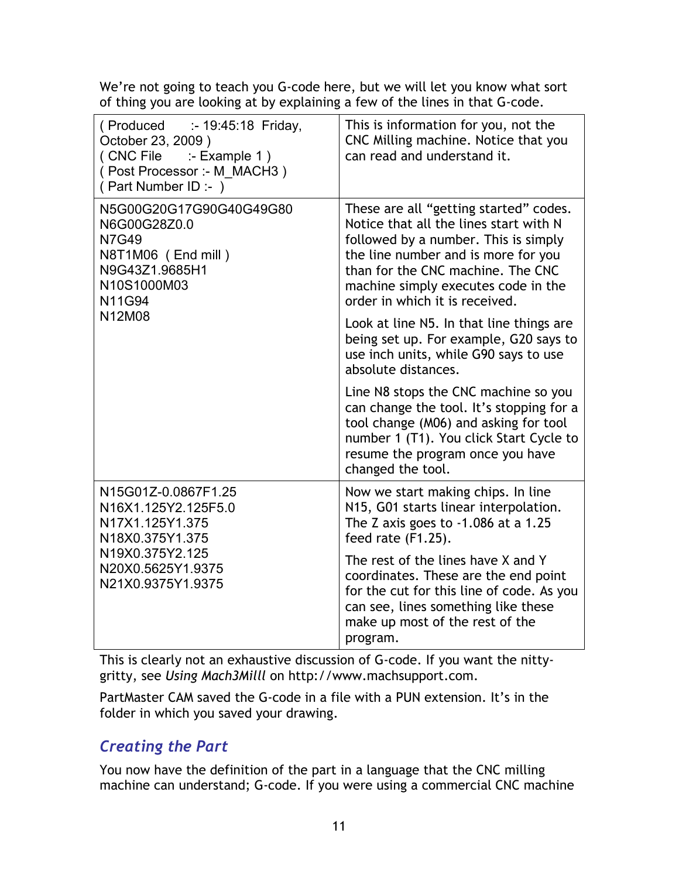We're not going to teach you G-code here, but we will let you know what sort of thing you are looking at by explaining a few of the lines in that G-code.

| G-code | Explanation |
|---|---|
| ( Produced :- 19:45:18 Friday, October 23, 2009 )<br>( CNC File :- Example 1 )<br>( Post Processor :- M_MACH3 )<br>( Part Number ID :- ) | This is information for you, not the CNC Milling machine. Notice that you can read and understand it. |
| N5G00G20G17G90G40G49G80<br>N6G00G28Z0.0<br>N7G49<br>N8T1M06 ( End mill )<br>N9G43Z1.9685H1<br>N10S1000M03<br>N11G94<br>N12M08 | These are all "getting started" codes. Notice that all the lines start with N followed by a number. This is simply the line number and is more for you than for the CNC machine. The CNC machine simply executes code in the order in which it is received.<br><br>Look at line N5. In that line things are being set up. For example, G20 says to use inch units, while G90 says to use absolute distances.<br><br>Line N8 stops the CNC machine so you can change the tool. It's stopping for a tool change (M06) and asking for tool number 1 (T1). You click Start Cycle to resume the program once you have changed the tool. |
| N15G01Z-0.0867F1.25<br>N16X1.125Y2.125F5.0<br>N17X1.125Y1.375<br>N18X0.375Y1.375<br>N19X0.375Y2.125<br>N20X0.5625Y1.9375<br>N21X0.9375Y1.9375 | Now we start making chips. In line N15, G01 starts linear interpolation. The Z axis goes to -1.086 at a 1.25 feed rate (F1.25).<br><br>The rest of the lines have X and Y coordinates. These are the end point for the cut for this line of code. As you can see, lines something like these make up most of the rest of the program. |

This is clearly not an exhaustive discussion of G-code. If you want the nitty-gritty, see *Using Mach3Milll* on http://www.machsupport.com.

PartMaster CAM saved the G-code in a file with a PUN extension. It's in the folder in which you saved your drawing.

## *Creating the Part*

You now have the definition of the part in a language that the CNC milling machine can understand; G-code. If you were using a commercial CNC machine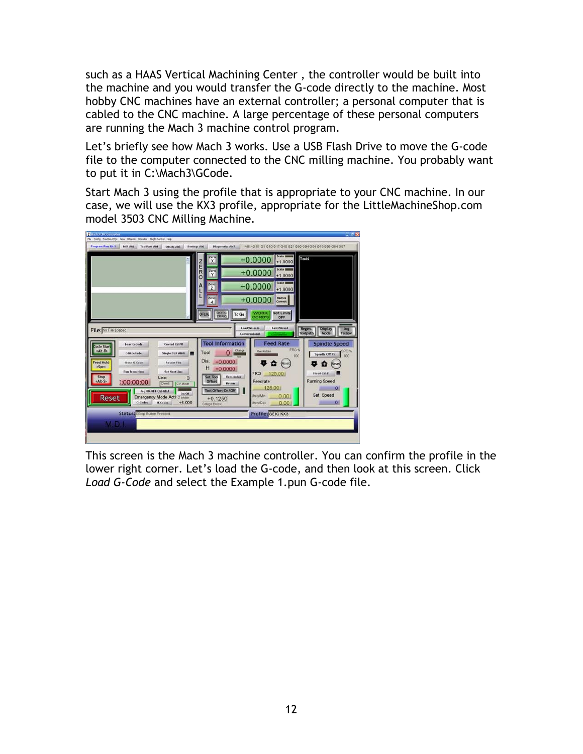such as a HAAS Vertical Machining Center , the controller would be built into the machine and you would transfer the G-code directly to the machine. Most hobby CNC machines have an external controller; a personal computer that is cabled to the CNC machine. A large percentage of these personal computers are running the Mach 3 machine control program.

Let's briefly see how Mach 3 works. Use a USB Flash Drive to move the G-code file to the computer connected to the CNC milling machine. You probably want to put it in C:\Mach3\GCode.

Start Mach 3 using the profile that is appropriate to your CNC machine. In our case, we will use the KX3 profile, appropriate for the LittleMachineShop.com model 3503 CNC Milling Machine.

This screen is the Mach 3 machine controller. You can confirm the profile in the lower right corner. Let's load the G-code, and then look at this screen. Click *Load G-Code* and select the Example 1.pun G-code file.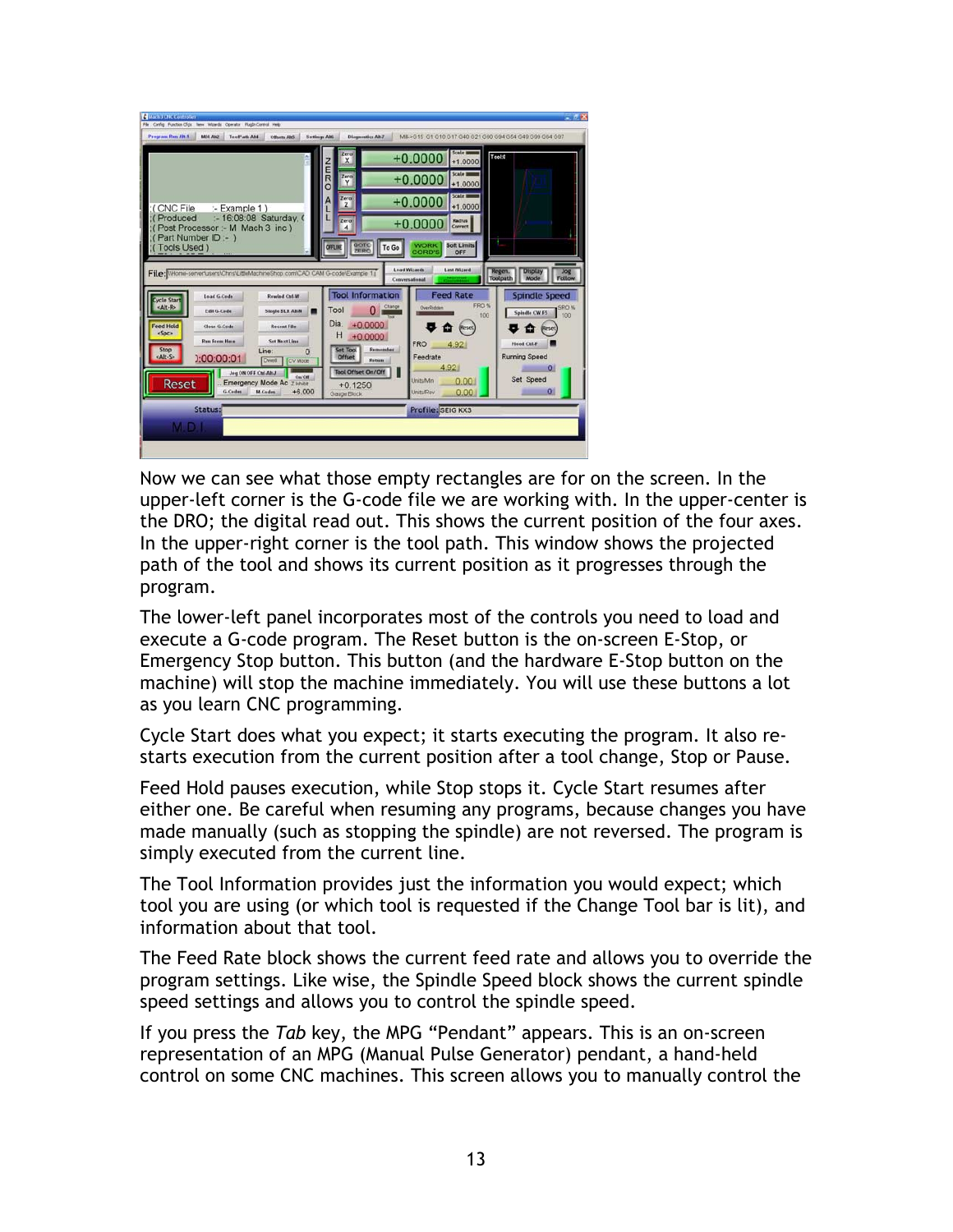Now we can see what those empty rectangles are for on the screen. In the upper-left corner is the G-code file we are working with. In the upper-center is the DRO; the digital read out. This shows the current position of the four axes. In the upper-right corner is the tool path. This window shows the projected path of the tool and shows its current position as it progresses through the program.

The lower-left panel incorporates most of the controls you need to load and execute a G-code program. The Reset button is the on-screen E-Stop, or Emergency Stop button. This button (and the hardware E-Stop button on the machine) will stop the machine immediately. You will use these buttons a lot as you learn CNC programming.

Cycle Start does what you expect; it starts executing the program. It also re-starts execution from the current position after a tool change, Stop or Pause.

Feed Hold pauses execution, while Stop stops it. Cycle Start resumes after either one. Be careful when resuming any programs, because changes you have made manually (such as stopping the spindle) are not reversed. The program is simply executed from the current line.

The Tool Information provides just the information you would expect; which tool you are using (or which tool is requested if the Change Tool bar is lit), and information about that tool.

The Feed Rate block shows the current feed rate and allows you to override the program settings. Like wise, the Spindle Speed block shows the current spindle speed settings and allows you to control the spindle speed.

If you press the *Tab* key, the MPG "Pendant" appears. This is an on-screen representation of an MPG (Manual Pulse Generator) pendant, a hand-held control on some CNC machines. This screen allows you to manually control the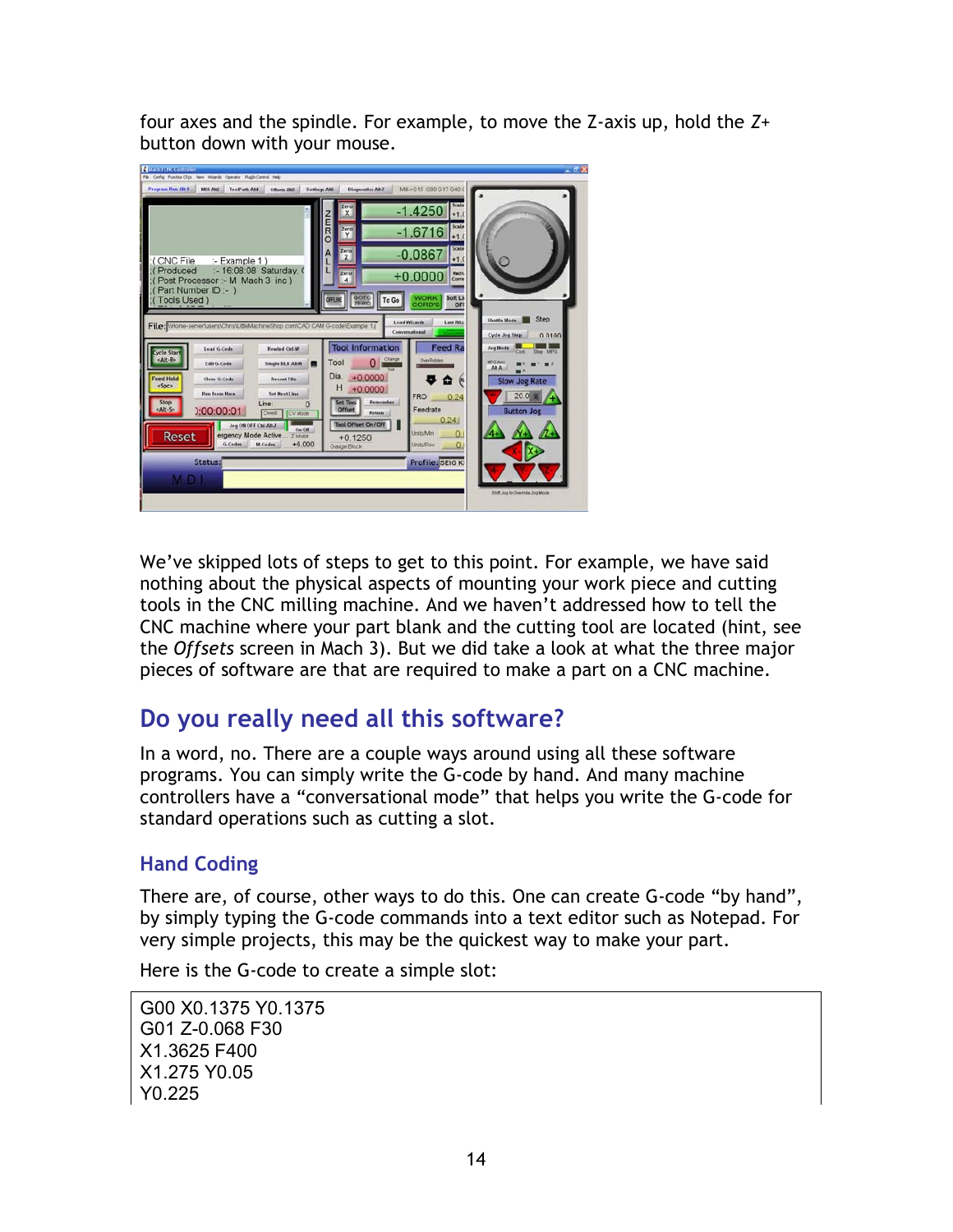four axes and the spindle. For example, to move the Z-axis up, hold the *Z+* button down with your mouse.

We've skipped lots of steps to get to this point. For example, we have said nothing about the physical aspects of mounting your work piece and cutting tools in the CNC milling machine. And we haven't addressed how to tell the CNC machine where your part blank and the cutting tool are located (hint, see the *Offsets* screen in Mach 3). But we did take a look at what the three major pieces of software are that are required to make a part on a CNC machine.

## Do you really need all this software?

In a word, no. There are a couple ways around using all these software programs. You can simply write the G-code by hand. And many machine controllers have a "conversational mode" that helps you write the G-code for standard operations such as cutting a slot.

### Hand Coding

There are, of course, other ways to do this. One can create G-code "by hand", by simply typing the G-code commands into a text editor such as Notepad. For very simple projects, this may be the quickest way to make your part.

Here is the G-code to create a simple slot:

```
G00 X0.1375 Y0.1375
G01 Z-0.068 F30
X1.3625 F400
X1.275 Y0.05
Y0.225
```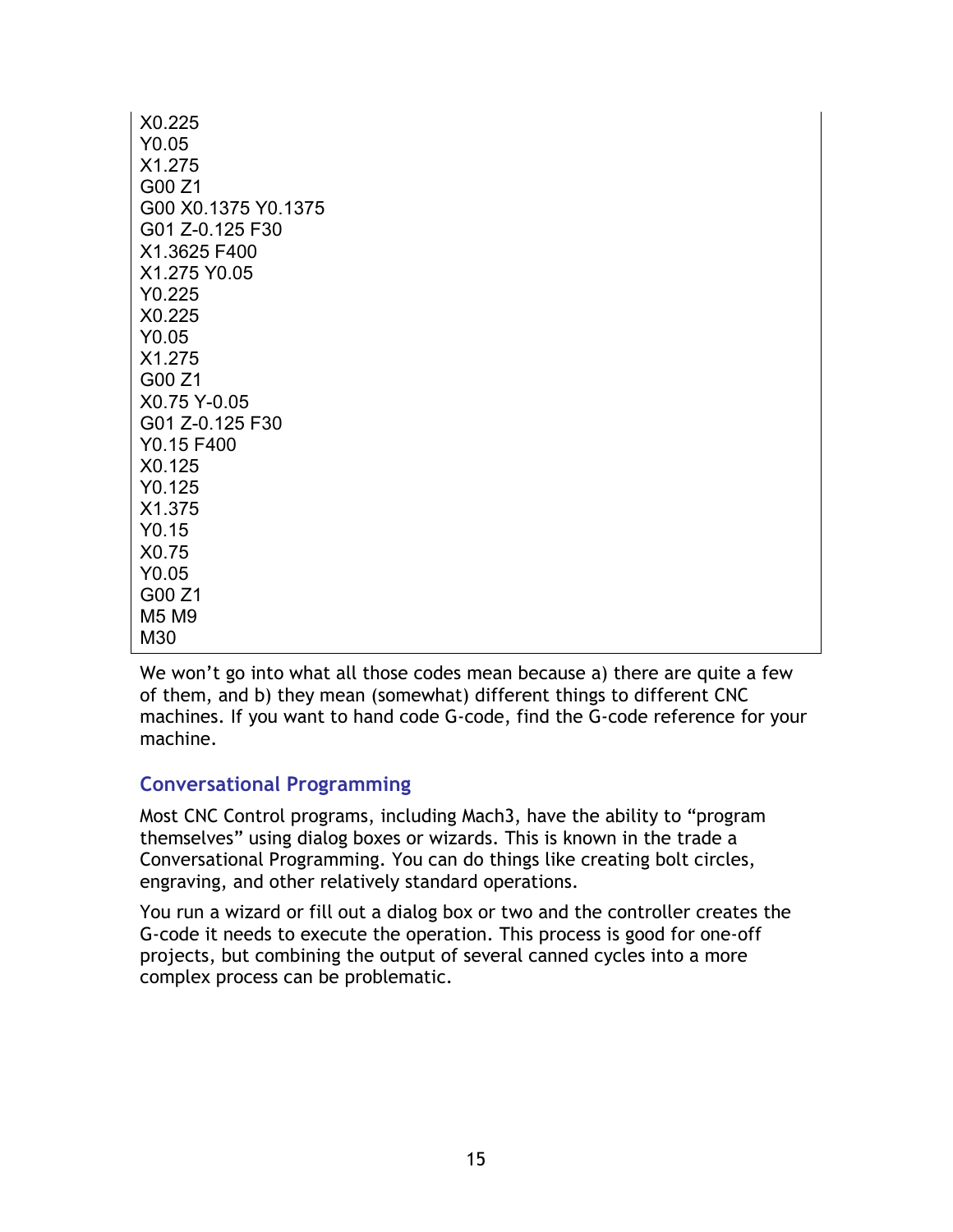```
X0.225
Y0.05
X1.275
G00 Z1
G00 X0.1375 Y0.1375
G01 Z-0.125 F30
X1.3625 F400
X1.275 Y0.05
Y0.225
X0.225
Y0.05
X1.275
G00 Z1
X0.75 Y-0.05
G01 Z-0.125 F30
Y0.15 F400
X0.125
Y0.125
X1.375
Y0.15
X0.75
Y0.05
G00 Z1
M5 M9
M30
```

We won't go into what all those codes mean because a) there are quite a few of them, and b) they mean (somewhat) different things to different CNC machines. If you want to hand code G-code, find the G-code reference for your machine.

## Conversational Programming

Most CNC Control programs, including Mach3, have the ability to "program themselves" using dialog boxes or wizards. This is known in the trade a Conversational Programming. You can do things like creating bolt circles, engraving, and other relatively standard operations.

You run a wizard or fill out a dialog box or two and the controller creates the G-code it needs to execute the operation. This process is good for one-off projects, but combining the output of several canned cycles into a more complex process can be problematic.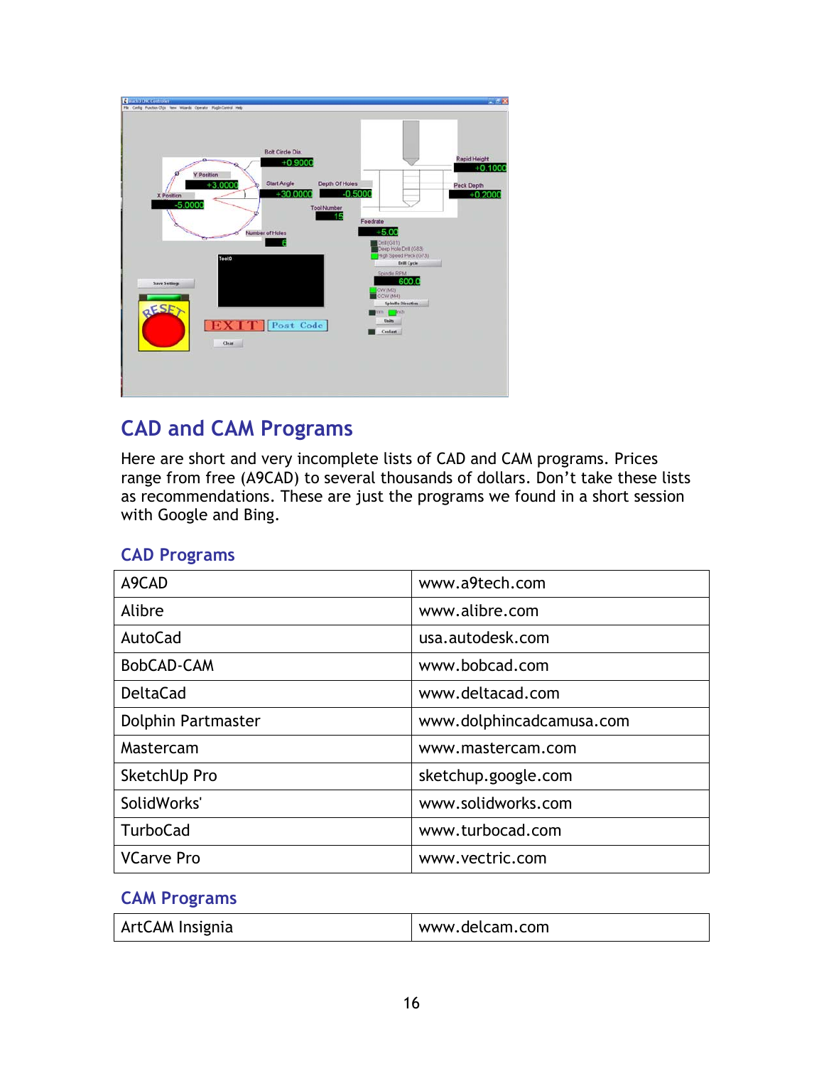## CAD and CAM Programs

Here are short and very incomplete lists of CAD and CAM programs. Prices range from free (A9CAD) to several thousands of dollars. Don't take these lists as recommendations. These are just the programs we found in a short session with Google and Bing.

### CAD Programs

| | |
|---|---|
| A9CAD | www.a9tech.com |
| Alibre | www.alibre.com |
| AutoCad | usa.autodesk.com |
| BobCAD-CAM | www.bobcad.com |
| DeltaCad | www.deltacad.com |
| Dolphin Partmaster | www.dolphincadcamusa.com |
| Mastercam | www.mastercam.com |
| SketchUp Pro | sketchup.google.com |
| SolidWorks' | www.solidworks.com |
| TurboCad | www.turbocad.com |
| VCarve Pro | www.vectric.com |

### CAM Programs

| | |
|---|---|
| ArtCAM Insignia | www.delcam.com |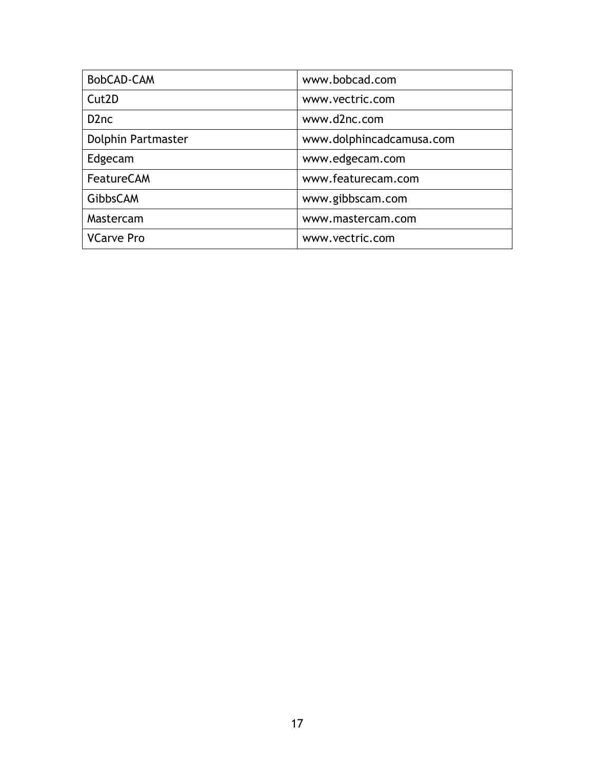| | |
|---|---|
| BobCAD-CAM | www.bobcad.com |
| Cut2D | www.vectric.com |
| D2nc | www.d2nc.com |
| Dolphin Partmaster | www.dolphincadcamusa.com |
| Edgecam | www.edgecam.com |
| FeatureCAM | www.featurecam.com |
| GibbsCAM | www.gibbscam.com |
| Mastercam | www.mastercam.com |
| VCarve Pro | www.vectric.com |